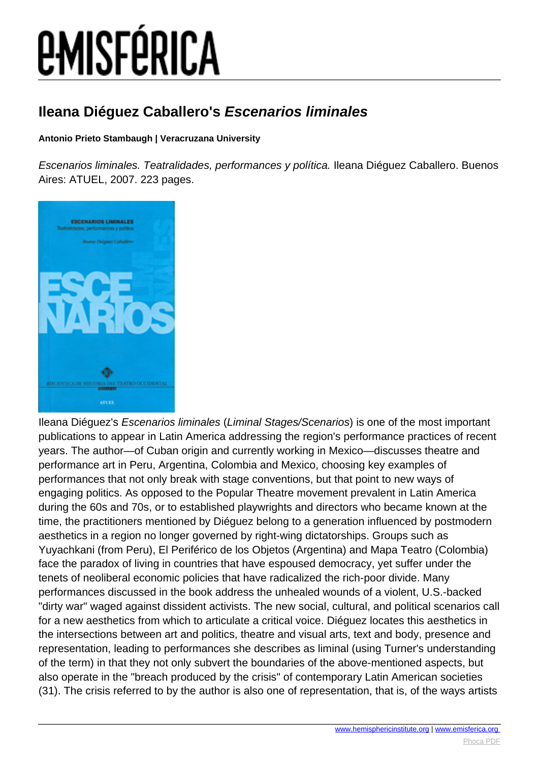# Ileana Diéguez Caballero's *Escenarios liminales*

**Antonio Prieto Stambaugh | Veracruzana University**

*Escenarios liminales. Teatralidades, performances y política.* Ileana Diéguez Caballero. Buenos Aires: ATUEL, 2007. 223 pages.

Ileana Diéguez's *Escenarios liminales* (*Liminal Stages/Scenarios*) is one of the most important publications to appear in Latin America addressing the region's performance practices of recent years. The author—of Cuban origin and currently working in Mexico—discusses theatre and performance art in Peru, Argentina, Colombia and Mexico, choosing key examples of performances that not only break with stage conventions, but that point to new ways of engaging politics. As opposed to the Popular Theatre movement prevalent in Latin America during the 60s and 70s, or to established playwrights and directors who became known at the time, the practitioners mentioned by Diéguez belong to a generation influenced by postmodern aesthetics in a region no longer governed by right-wing dictatorships. Groups such as Yuyachkani (from Peru), El Periférico de los Objetos (Argentina) and Mapa Teatro (Colombia) face the paradox of living in countries that have espoused democracy, yet suffer under the tenets of neoliberal economic policies that have radicalized the rich-poor divide. Many performances discussed in the book address the unhealed wounds of a violent, U.S.-backed "dirty war" waged against dissident activists. The new social, cultural, and political scenarios call for a new aesthetics from which to articulate a critical voice. Diéguez locates this aesthetics in the intersections between art and politics, theatre and visual arts, text and body, presence and representation, leading to performances she describes as liminal (using Turner's understanding of the term) in that they not only subvert the boundaries of the above-mentioned aspects, but also operate in the "breach produced by the crisis" of contemporary Latin American societies (31). The crisis referred to by the author is also one of representation, that is, of the ways artists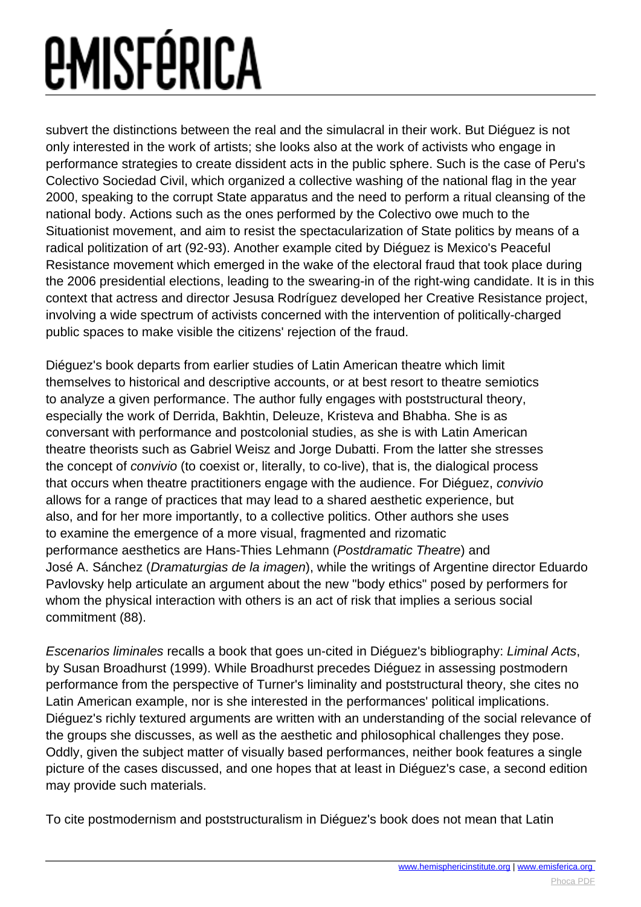subvert the distinctions between the real and the simulacral in their work. But Diéguez is not only interested in the work of artists; she looks also at the work of activists who engage in performance strategies to create dissident acts in the public sphere. Such is the case of Peru's Colectivo Sociedad Civil, which organized a collective washing of the national flag in the year 2000, speaking to the corrupt State apparatus and the need to perform a ritual cleansing of the national body. Actions such as the ones performed by the Colectivo owe much to the Situationist movement, and aim to resist the spectacularization of State politics by means of a radical politization of art (92-93). Another example cited by Diéguez is Mexico's Peaceful Resistance movement which emerged in the wake of the electoral fraud that took place during the 2006 presidential elections, leading to the swearing-in of the right-wing candidate. It is in this context that actress and director Jesusa Rodríguez developed her Creative Resistance project, involving a wide spectrum of activists concerned with the intervention of politically-charged public spaces to make visible the citizens' rejection of the fraud.

Diéguez's book departs from earlier studies of Latin American theatre which limit themselves to historical and descriptive accounts, or at best resort to theatre semiotics to analyze a given performance. The author fully engages with poststructural theory, especially the work of Derrida, Bakhtin, Deleuze, Kristeva and Bhabha. She is as conversant with performance and postcolonial studies, as she is with Latin American theatre theorists such as Gabriel Weisz and Jorge Dubatti. From the latter she stresses the concept of *convivio* (to coexist or, literally, to co-live), that is, the dialogical process that occurs when theatre practitioners engage with the audience. For Diéguez, *convivio* allows for a range of practices that may lead to a shared aesthetic experience, but also, and for her more importantly, to a collective politics. Other authors she uses to examine the emergence of a more visual, fragmented and rizomatic performance aesthetics are Hans-Thies Lehmann (*Postdramatic Theatre*) and José A. Sánchez (*Dramaturgias de la imagen*), while the writings of Argentine director Eduardo Pavlovsky help articulate an argument about the new "body ethics" posed by performers for whom the physical interaction with others is an act of risk that implies a serious social commitment (88).

*Escenarios liminales* recalls a book that goes un-cited in Diéguez's bibliography: *Liminal Acts*, by Susan Broadhurst (1999). While Broadhurst precedes Diéguez in assessing postmodern performance from the perspective of Turner's liminality and poststructural theory, she cites no Latin American example, nor is she interested in the performances' political implications. Diéguez's richly textured arguments are written with an understanding of the social relevance of the groups she discusses, as well as the aesthetic and philosophical challenges they pose. Oddly, given the subject matter of visually based performances, neither book features a single picture of the cases discussed, and one hopes that at least in Diéguez's case, a second edition may provide such materials.

To cite postmodernism and poststructuralism in Diéguez's book does not mean that Latin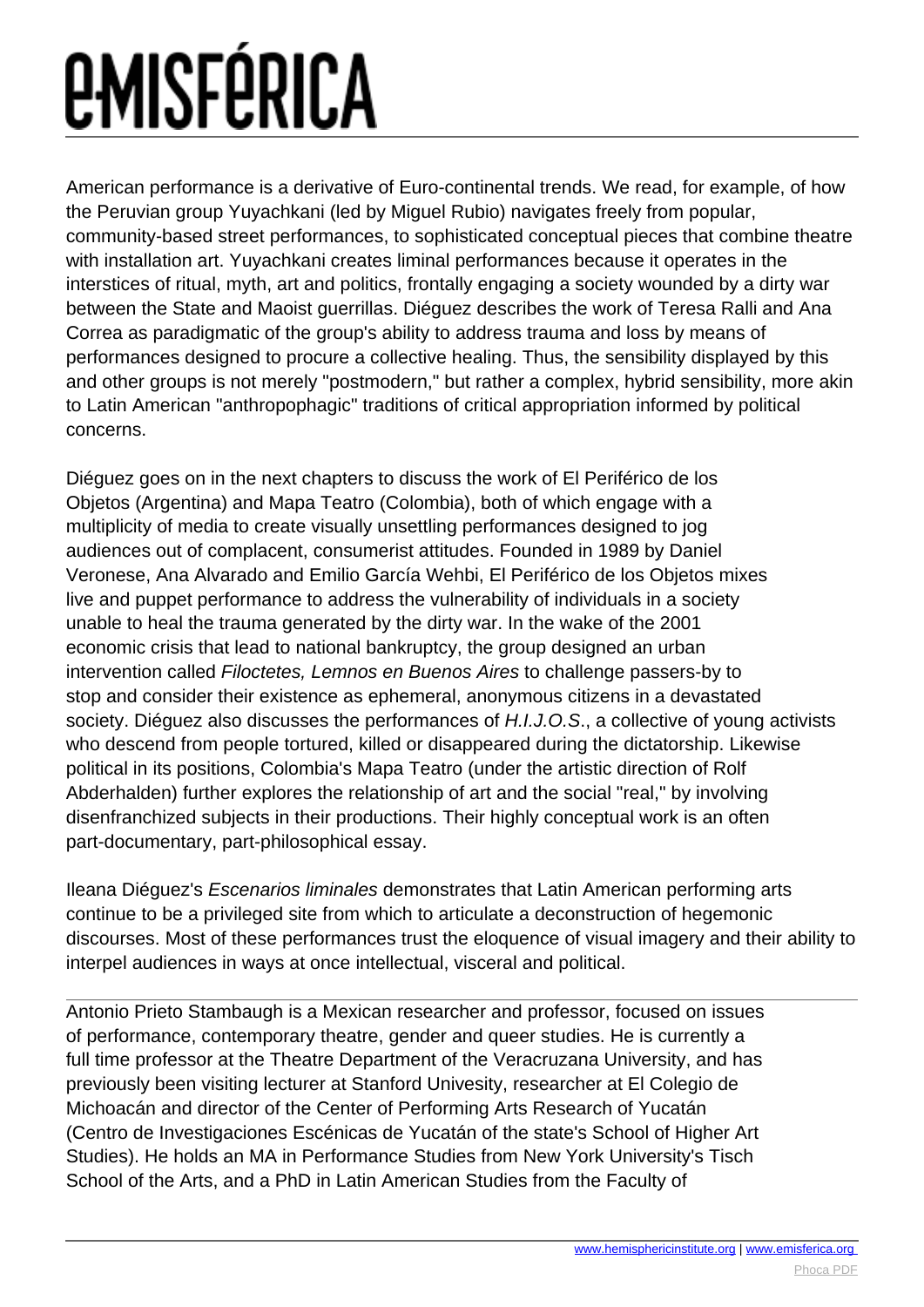American performance is a derivative of Euro-continental trends. We read, for example, of how the Peruvian group Yuyachkani (led by Miguel Rubio) navigates freely from popular, community-based street performances, to sophisticated conceptual pieces that combine theatre with installation art. Yuyachkani creates liminal performances because it operates in the interstices of ritual, myth, art and politics, frontally engaging a society wounded by a dirty war between the State and Maoist guerrillas. Diéguez describes the work of Teresa Ralli and Ana Correa as paradigmatic of the group's ability to address trauma and loss by means of performances designed to procure a collective healing. Thus, the sensibility displayed by this and other groups is not merely "postmodern," but rather a complex, hybrid sensibility, more akin to Latin American "anthropophagic" traditions of critical appropriation informed by political concerns.

Diéguez goes on in the next chapters to discuss the work of El Periférico de los Objetos (Argentina) and Mapa Teatro (Colombia), both of which engage with a multiplicity of media to create visually unsettling performances designed to jog audiences out of complacent, consumerist attitudes. Founded in 1989 by Daniel Veronese, Ana Alvarado and Emilio García Wehbi, El Periférico de los Objetos mixes live and puppet performance to address the vulnerability of individuals in a society unable to heal the trauma generated by the dirty war. In the wake of the 2001 economic crisis that lead to national bankruptcy, the group designed an urban intervention called *Filoctetes, Lemnos en Buenos Aires* to challenge passers-by to stop and consider their existence as ephemeral, anonymous citizens in a devastated society. Diéguez also discusses the performances of *H.I.J.O.S*., a collective of young activists who descend from people tortured, killed or disappeared during the dictatorship. Likewise political in its positions, Colombia's Mapa Teatro (under the artistic direction of Rolf Abderhalden) further explores the relationship of art and the social "real," by involving disenfranchized subjects in their productions. Their highly conceptual work is an often part-documentary, part-philosophical essay.

Ileana Diéguez's *Escenarios liminales* demonstrates that Latin American performing arts continue to be a privileged site from which to articulate a deconstruction of hegemonic discourses. Most of these performances trust the eloquence of visual imagery and their ability to interpel audiences in ways at once intellectual, visceral and political.

---

Antonio Prieto Stambaugh is a Mexican researcher and professor, focused on issues of performance, contemporary theatre, gender and queer studies. He is currently a full time professor at the Theatre Department of the Veracruzana University, and has previously been visiting lecturer at Stanford Univesity, researcher at El Colegio de Michoacán and director of the Center of Performing Arts Research of Yucatán (Centro de Investigaciones Escénicas de Yucatán of the state's School of Higher Art Studies). He holds an MA in Performance Studies from New York University's Tisch School of the Arts, and a PhD in Latin American Studies from the Faculty of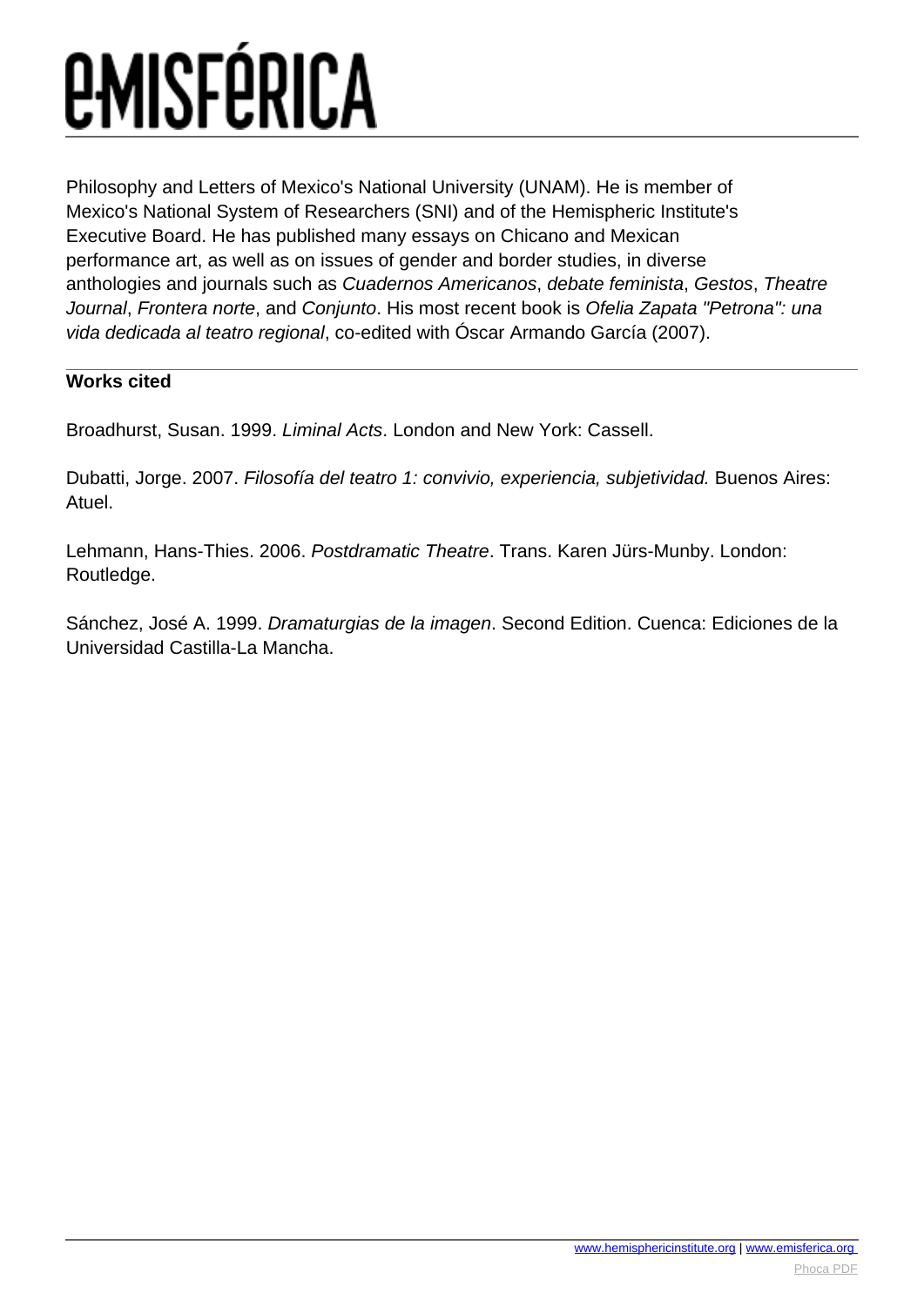Philosophy and Letters of Mexico's National University (UNAM). He is member of Mexico's National System of Researchers (SNI) and of the Hemispheric Institute's Executive Board. He has published many essays on Chicano and Mexican performance art, as well as on issues of gender and border studies, in diverse anthologies and journals such as *Cuadernos Americanos*, *debate feminista*, *Gestos*, *Theatre Journal*, *Frontera norte*, and *Conjunto*. His most recent book is *Ofelia Zapata "Petrona": una vida dedicada al teatro regional*, co-edited with Óscar Armando García (2007).

---

**Works cited**

Broadhurst, Susan. 1999. *Liminal Acts*. London and New York: Cassell.

Dubatti, Jorge. 2007. *Filosofía del teatro 1: convivio, experiencia, subjetividad.* Buenos Aires: Atuel.

Lehmann, Hans-Thies. 2006. *Postdramatic Theatre*. Trans. Karen Jürs-Munby. London: Routledge.

Sánchez, José A. 1999. *Dramaturgias de la imagen*. Second Edition. Cuenca: Ediciones de la Universidad Castilla-La Mancha.